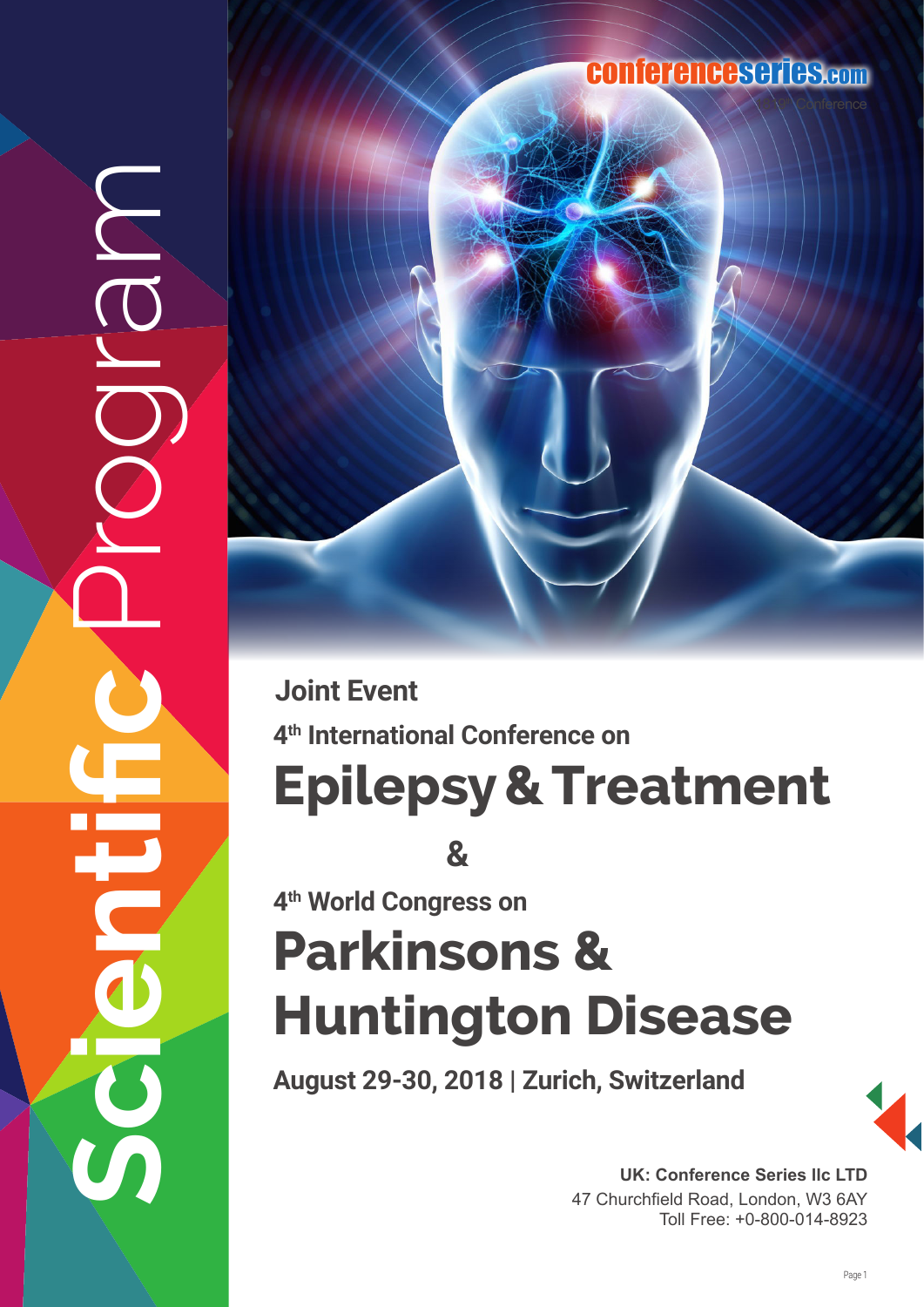# Scientific Program

conferenceseries.com

Joint Event

4th International Conference on

# Epilepsy & Treatment

&

4th World Congress on

# Parkinsons & Huntington Disease

**August 29-30, 2018 | Zurich, Switzerland**

**UK: Conference Series llc LTD**
47 Churchfield Road, London, W3 6AY
Toll Free: +0-800-014-8923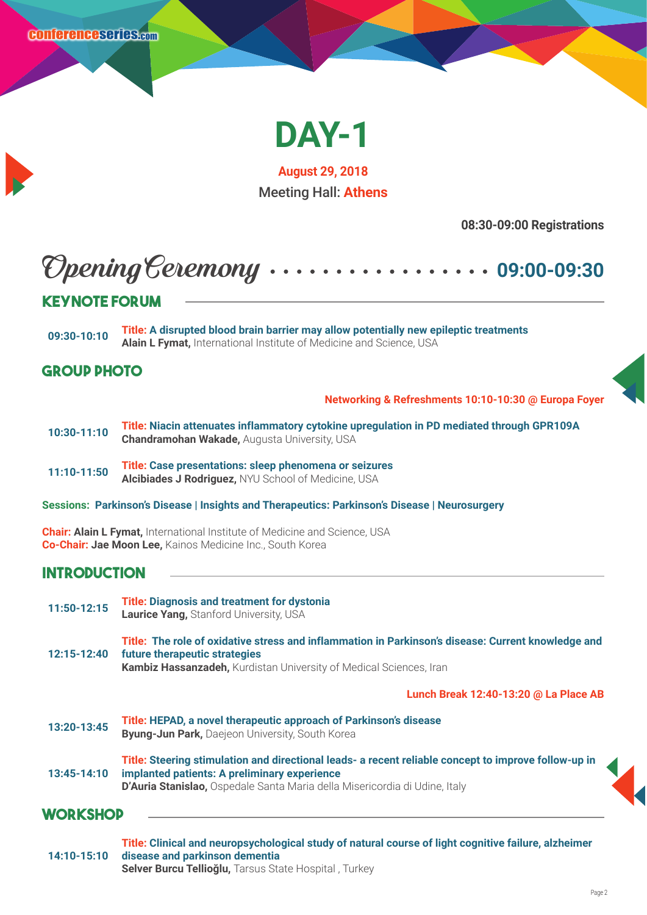# DAY-1

**August 29, 2018**

Meeting Hall: **Athens**

**08:30-09:00 Registrations**

## Opening Ceremony . . . . . . . . . . . . . . . . . 09:00-09:30

## KEYNOTE FORUM

**09:30-10:10** **Title: A disrupted blood brain barrier may allow potentially new epileptic treatments**
**Alain L Fymat,** International Institute of Medicine and Science, USA

## GROUP PHOTO

**Networking & Refreshments 10:10-10:30 @ Europa Foyer**

**10:30-11:10** **Title: Niacin attenuates inflammatory cytokine upregulation in PD mediated through GPR109A**
**Chandramohan Wakade,** Augusta University, USA

**11:10-11:50** **Title: Case presentations: sleep phenomena or seizures**
**Alcibiades J Rodriguez,** NYU School of Medicine, USA

**Sessions: Parkinson's Disease | Insights and Therapeutics: Parkinson's Disease | Neurosurgery**

**Chair: Alain L Fymat,** International Institute of Medicine and Science, USA
**Co-Chair: Jae Moon Lee,** Kainos Medicine Inc., South Korea

## INTRODUCTION

**11:50-12:15** **Title: Diagnosis and treatment for dystonia**
**Laurice Yang,** Stanford University, USA

**12:15-12:40** **Title: The role of oxidative stress and inflammation in Parkinson's disease: Current knowledge and future therapeutic strategies**
**Kambiz Hassanzadeh,** Kurdistan University of Medical Sciences, Iran

**Lunch Break 12:40-13:20 @ La Place AB**

**13:20-13:45** **Title: HEPAD, a novel therapeutic approach of Parkinson's disease**
**Byung-Jun Park,** Daejeon University, South Korea

**13:45-14:10** **Title: Steering stimulation and directional leads- a recent reliable concept to improve follow-up in implanted patients: A preliminary experience**
**D'Auria Stanislao,** Ospedale Santa Maria della Misericordia di Udine, Italy

## WORKSHOP

**14:10-15:10** **Title: Clinical and neuropsychological study of natural course of light cognitive failure, alzheimer disease and parkinson dementia**
**Selver Burcu Tellioğlu,** Tarsus State Hospital , Turkey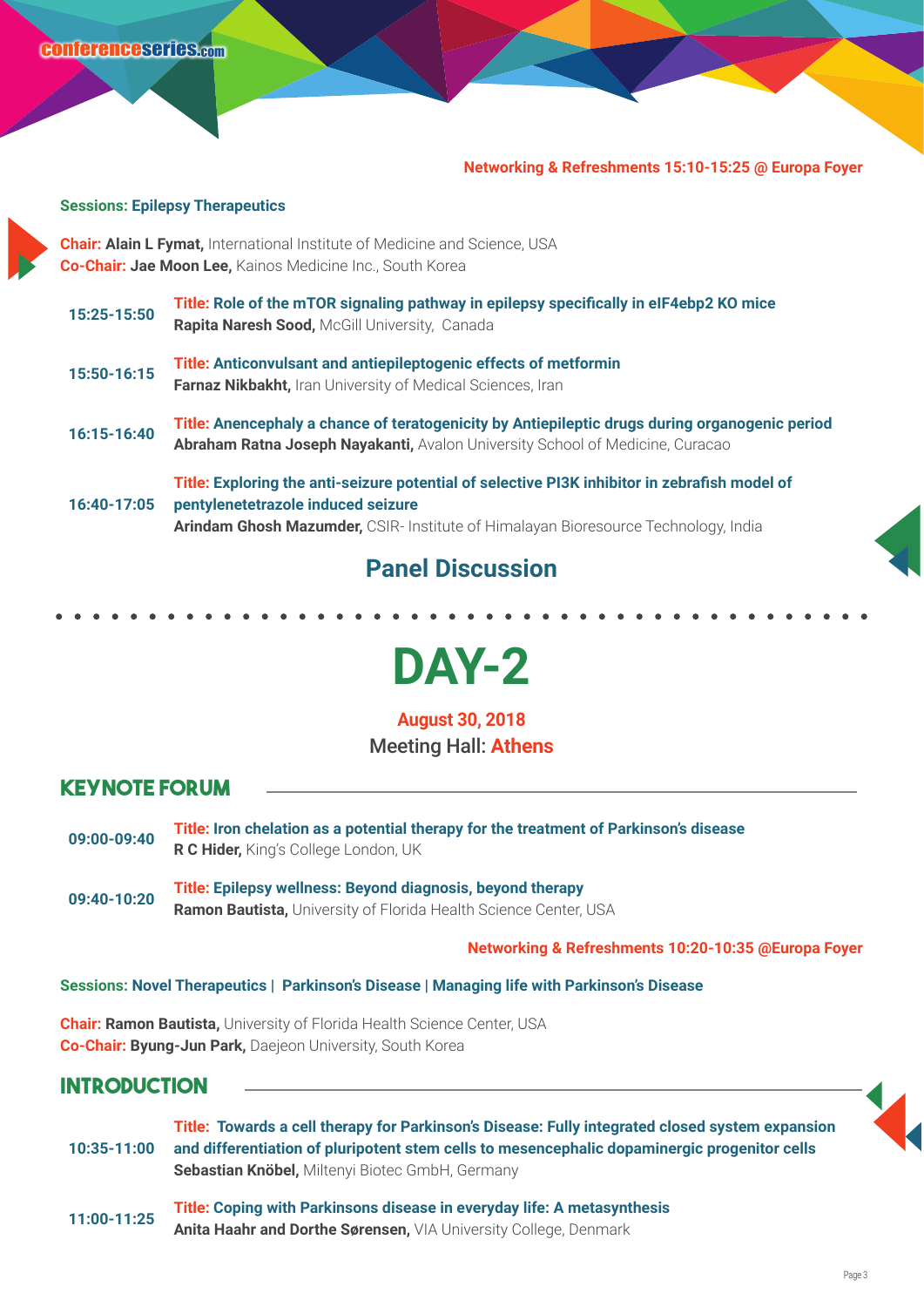**Networking & Refreshments 15:10-15:25 @ Europa Foyer**

**Sessions: Epilepsy Therapeutics**

**Chair: Alain L Fymat,** International Institute of Medicine and Science, USA
**Co-Chair: Jae Moon Lee,** Kainos Medicine Inc., South Korea

**15:25-15:50** **Title: Role of the mTOR signaling pathway in epilepsy specifically in eIF4ebp2 KO mice**
**Rapita Naresh Sood,** McGill University, Canada

**15:50-16:15** **Title: Anticonvulsant and antiepileptogenic effects of metformin**
**Farnaz Nikbakht,** Iran University of Medical Sciences, Iran

**16:15-16:40** **Title: Anencephaly a chance of teratogenicity by Antiepileptic drugs during organogenic period**
**Abraham Ratna Joseph Nayakanti,** Avalon University School of Medicine, Curacao

**16:40-17:05** **Title: Exploring the anti-seizure potential of selective PI3K inhibitor in zebrafish model of pentylenetetrazole induced seizure**
**Arindam Ghosh Mazumder,** CSIR- Institute of Himalayan Bioresource Technology, India

## Panel Discussion

# DAY-2

**August 30, 2018**
Meeting Hall: **Athens**

## KEYNOTE FORUM

**09:00-09:40** **Title: Iron chelation as a potential therapy for the treatment of Parkinson's disease**
**R C Hider,** King's College London, UK

**09:40-10:20** **Title: Epilepsy wellness: Beyond diagnosis, beyond therapy**
**Ramon Bautista,** University of Florida Health Science Center, USA

**Networking & Refreshments 10:20-10:35 @Europa Foyer**

**Sessions: Novel Therapeutics | Parkinson's Disease | Managing life with Parkinson's Disease**

**Chair: Ramon Bautista,** University of Florida Health Science Center, USA
**Co-Chair: Byung-Jun Park,** Daejeon University, South Korea

## INTRODUCTION

**10:35-11:00** **Title: Towards a cell therapy for Parkinson's Disease: Fully integrated closed system expansion and differentiation of pluripotent stem cells to mesencephalic dopaminergic progenitor cells**
**Sebastian Knöbel,** Miltenyi Biotec GmbH, Germany

**11:00-11:25** **Title: Coping with Parkinsons disease in everyday life: A metasynthesis**
**Anita Haahr and Dorthe Sørensen,** VIA University College, Denmark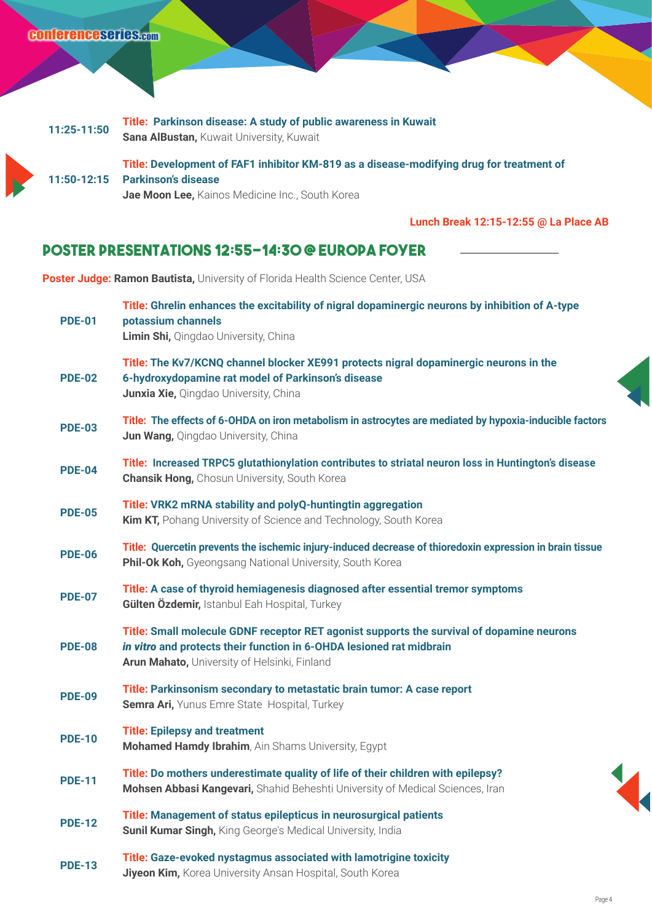**11:25-11:50** **Title: Parkinson disease: A study of public awareness in Kuwait**
**Sana AlBustan,** Kuwait University, Kuwait

**11:50-12:15** **Title: Development of FAF1 inhibitor KM-819 as a disease-modifying drug for treatment of Parkinson's disease**
**Jae Moon Lee,** Kainos Medicine Inc., South Korea

**Lunch Break 12:15-12:55 @ La Place AB**

## Poster Presentations 12:55-14:30 @ Europa Foyer

**Poster Judge: Ramon Bautista,** University of Florida Health Science Center, USA

**PDE-01** **Title: Ghrelin enhances the excitability of nigral dopaminergic neurons by inhibition of A-type potassium channels**
**Limin Shi,** Qingdao University, China

**PDE-02** **Title: The Kv7/KCNQ channel blocker XE991 protects nigral dopaminergic neurons in the 6-hydroxydopamine rat model of Parkinson's disease**
**Junxia Xie,** Qingdao University, China

**PDE-03** **Title: The effects of 6-OHDA on iron metabolism in astrocytes are mediated by hypoxia-inducible factors**
**Jun Wang,** Qingdao University, China

**PDE-04** **Title: Increased TRPC5 glutathionylation contributes to striatal neuron loss in Huntington's disease**
**Chansik Hong,** Chosun University, South Korea

**PDE-05** **Title: VRK2 mRNA stability and polyQ-huntingtin aggregation**
**Kim KT,** Pohang University of Science and Technology, South Korea

**PDE-06** **Title: Quercetin prevents the ischemic injury-induced decrease of thioredoxin expression in brain tissue**
**Phil-Ok Koh,** Gyeongsang National University, South Korea

**PDE-07** **Title: A case of thyroid hemiagenesis diagnosed after essential tremor symptoms**
**Gülten Özdemir,** Istanbul Eah Hospital, Turkey

**PDE-08** **Title: Small molecule GDNF receptor RET agonist supports the survival of dopamine neurons *in vitro* and protects their function in 6-OHDA lesioned rat midbrain**
**Arun Mahato,** University of Helsinki, Finland

**PDE-09** **Title: Parkinsonism secondary to metastatic brain tumor: A case report**
**Semra Ari,** Yunus Emre State Hospital, Turkey

**PDE-10** **Title: Epilepsy and treatment**
**Mohamed Hamdy Ibrahim**, Ain Shams University, Egypt

**PDE-11** **Title: Do mothers underestimate quality of life of their children with epilepsy?**
**Mohsen Abbasi Kangevari,** Shahid Beheshti University of Medical Sciences, Iran

**PDE-12** **Title: Management of status epilepticus in neurosurgical patients**
**Sunil Kumar Singh,** King George's Medical University, India

**PDE-13** **Title: Gaze-evoked nystagmus associated with lamotrigine toxicity**
**Jiyeon Kim,** Korea University Ansan Hospital, South Korea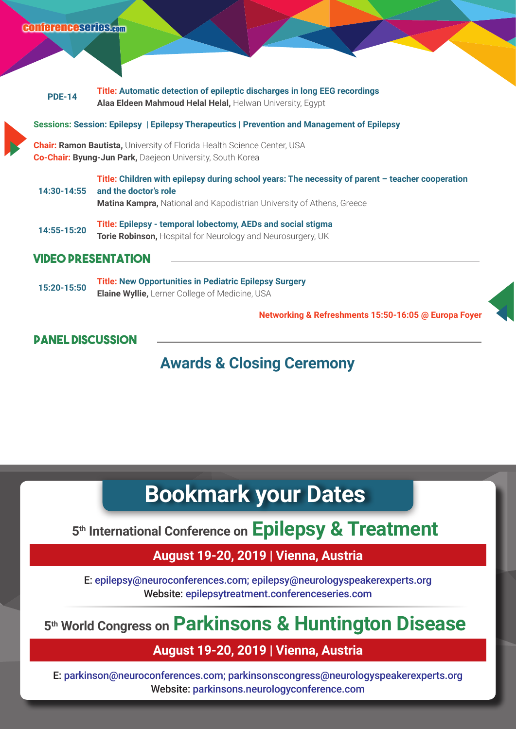**PDE-14** **Title:** **Automatic detection of epileptic discharges in long EEG recordings**
**Alaa Eldeen Mahmoud Helal Helal,** Helwan University, Egypt

**Sessions: Session: Epilepsy | Epilepsy Therapeutics | Prevention and Management of Epilepsy**

**Chair:** **Ramon Bautista,** University of Florida Health Science Center, USA
**Co-Chair:** **Byung-Jun Park,** Daejeon University, South Korea

**14:30-14:55** **Title:** **Children with epilepsy during school years: The necessity of parent – teacher cooperation and the doctor's role**
**Matina Kampra,** National and Kapodistrian University of Athens, Greece

**14:55-15:20** **Title:** **Epilepsy - temporal lobectomy, AEDs and social stigma**
**Torie Robinson,** Hospital for Neurology and Neurosurgery, UK

## VIDEO PRESENTATION

**15:20-15:50** **Title:** **New Opportunities in Pediatric Epilepsy Surgery**
**Elaine Wyllie,** Lerner College of Medicine, USA

**Networking & Refreshments 15:50-16:05 @ Europa Foyer**

## PANEL DISCUSSION

## Awards & Closing Ceremony

# Bookmark your Dates

### 5th International Conference on Epilepsy & Treatment

**August 19-20, 2019 | Vienna, Austria**

E: epilepsy@neuroconferences.com; epilepsy@neurologyspeakerexperts.org
Website: epilepsytreatment.conferenceseries.com

### 5th World Congress on Parkinsons & Huntington Disease

**August 19-20, 2019 | Vienna, Austria**

E: parkinson@neuroconferences.com; parkinsonscongress@neurologyspeakerexperts.org
Website: parkinsons.neurologyconference.com